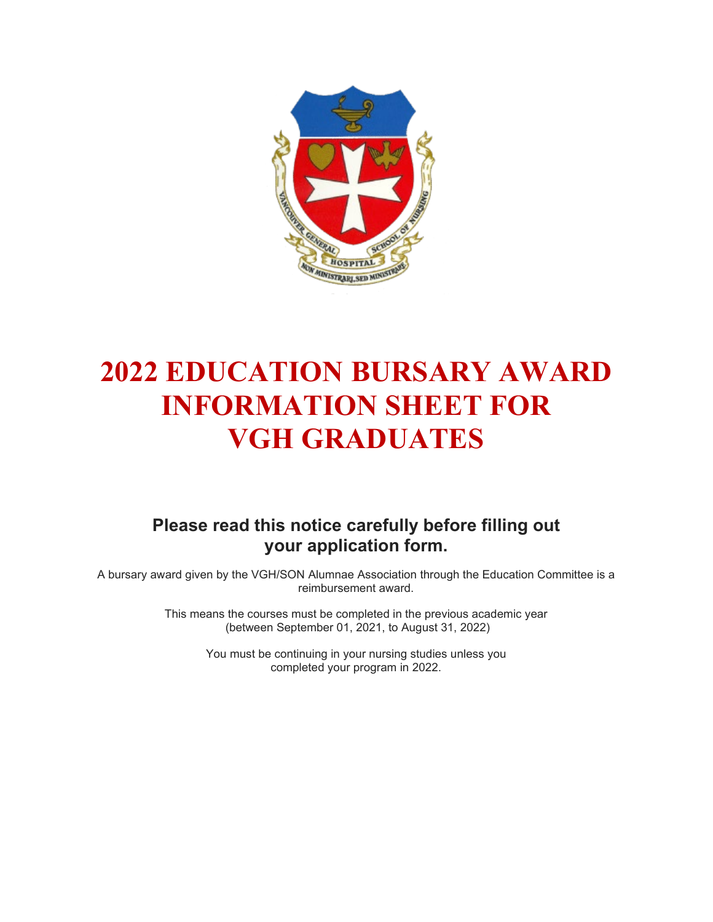# 2022 EDUCATION BURSARY AWARD INFORMATION SHEET FOR VGH GRADUATES

## Please read this notice carefully before filling out your application form.

A bursary award given by the VGH/SON Alumnae Association through the Education Committee is a reimbursement award.

This means the courses must be completed in the previous academic year (between September 01, 2021, to August 31, 2022)

You must be continuing in your nursing studies unless you completed your program in 2022.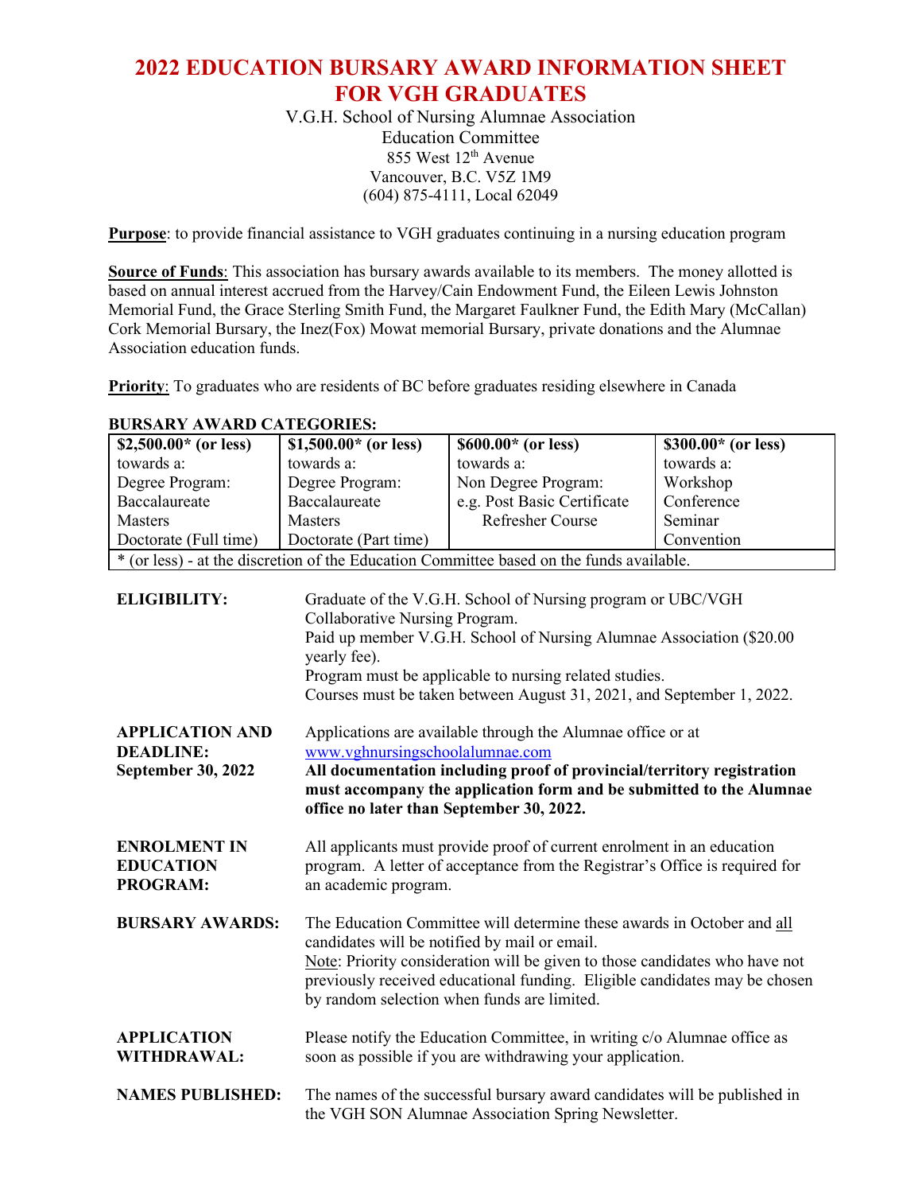# 2022 EDUCATION BURSARY AWARD INFORMATION SHEET FOR VGH GRADUATES

V.G.H. School of Nursing Alumnae Association
Education Committee
855 West 12th Avenue
Vancouver, B.C. V5Z 1M9
(604) 875-4111, Local 62049

**Purpose**: to provide financial assistance to VGH graduates continuing in a nursing education program

**Source of Funds**: This association has bursary awards available to its members. The money allotted is based on annual interest accrued from the Harvey/Cain Endowment Fund, the Eileen Lewis Johnston Memorial Fund, the Grace Sterling Smith Fund, the Margaret Faulkner Fund, the Edith Mary (McCallan) Cork Memorial Bursary, the Inez(Fox) Mowat memorial Bursary, private donations and the Alumnae Association education funds.

**Priority**: To graduates who are residents of BC before graduates residing elsewhere in Canada

**BURSARY AWARD CATEGORIES:**

| **$2,500.00* (or less)** | **$1,500.00* (or less)** | **$600.00* (or less)** | **$300.00* (or less)** |
|---|---|---|---|
| towards a: | towards a: | towards a: | towards a: |
| Degree Program: | Degree Program: | Non Degree Program: | Workshop |
| Baccalaureate | Baccalaureate | e.g. Post Basic Certificate | Conference |
| Masters | Masters | Refresher Course | Seminar |
| Doctorate (Full time) | Doctorate (Part time) | | Convention |
| * (or less) - at the discretion of the Education Committee based on the funds available. | | | |

**ELIGIBILITY:**
Graduate of the V.G.H. School of Nursing program or UBC/VGH Collaborative Nursing Program.
Paid up member V.G.H. School of Nursing Alumnae Association ($20.00 yearly fee).
Program must be applicable to nursing related studies.
Courses must be taken between August 31, 2021, and September 1, 2022.

**APPLICATION AND DEADLINE: September 30, 2022**
Applications are available through the Alumnae office or at www.vghnursingschoolalumnae.com
**All documentation including proof of provincial/territory registration must accompany the application form and be submitted to the Alumnae office no later than September 30, 2022.**

**ENROLMENT IN EDUCATION PROGRAM:**
All applicants must provide proof of current enrolment in an education program. A letter of acceptance from the Registrar's Office is required for an academic program.

**BURSARY AWARDS:**
The Education Committee will determine these awards in October and all candidates will be notified by mail or email.
Note: Priority consideration will be given to those candidates who have not previously received educational funding. Eligible candidates may be chosen by random selection when funds are limited.

**APPLICATION WITHDRAWAL:**
Please notify the Education Committee, in writing c/o Alumnae office as soon as possible if you are withdrawing your application.

**NAMES PUBLISHED:**
The names of the successful bursary award candidates will be published in the VGH SON Alumnae Association Spring Newsletter.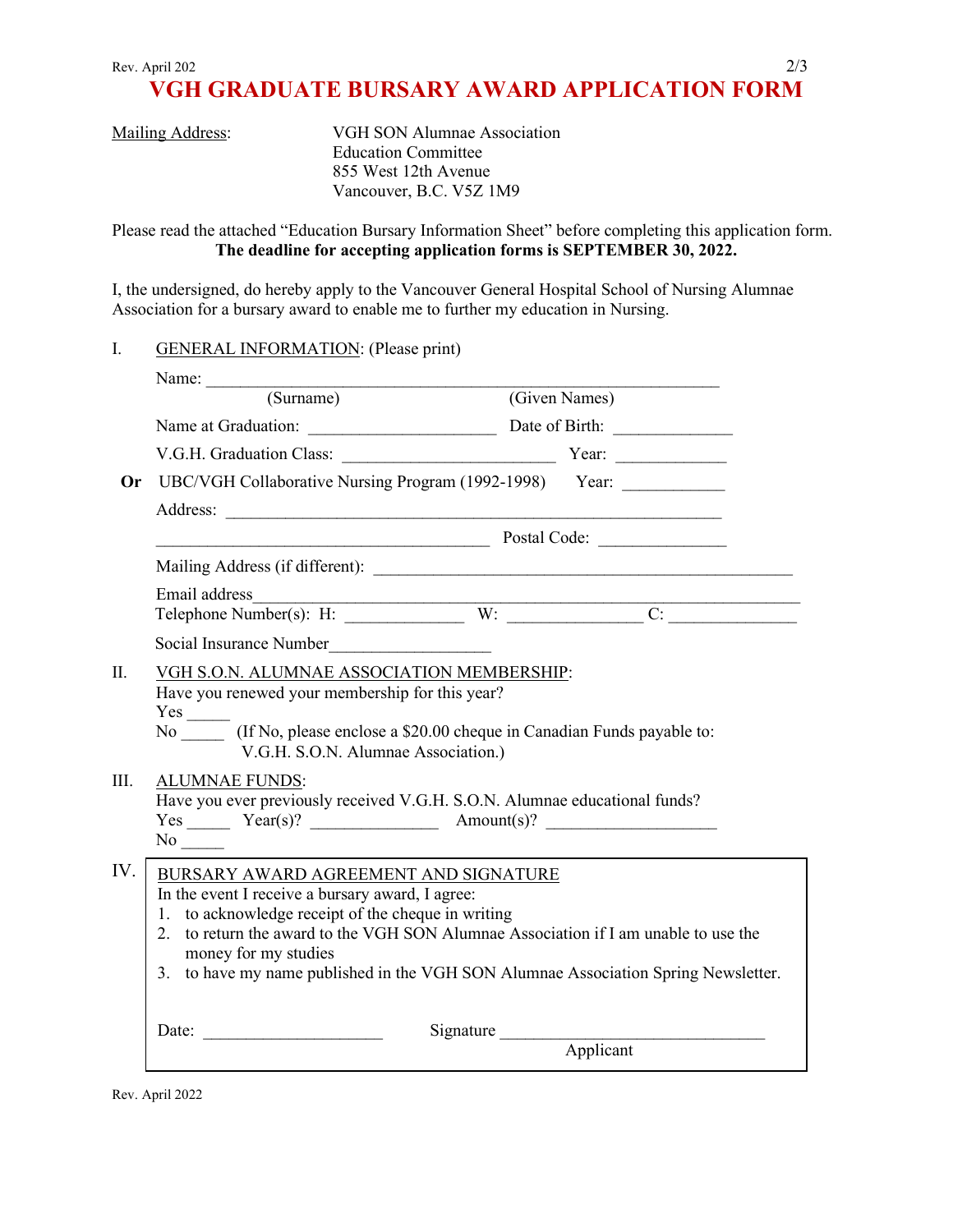# VGH GRADUATE BURSARY AWARD APPLICATION FORM

Mailing Address: VGH SON Alumnae Association
Education Committee
855 West 12th Avenue
Vancouver, B.C. V5Z 1M9

Please read the attached "Education Bursary Information Sheet" before completing this application form.

**The deadline for accepting application forms is SEPTEMBER 30, 2022.**

I, the undersigned, do hereby apply to the Vancouver General Hospital School of Nursing Alumnae Association for a bursary award to enable me to further my education in Nursing.

## I. GENERAL INFORMATION: (Please print)

Name: ____________________________________________________________
(Surname) (Given Names)

Name at Graduation: ______________________ Date of Birth: ______________

V.G.H. Graduation Class: ________________________ Year: _____________

**Or** UBC/VGH Collaborative Nursing Program (1992-1998) Year: ____________

Address: __________________________________________________________

_______________________________________ Postal Code: _______________

Mailing Address (if different): _______________________________________________

Email address______________________________________________________________

Telephone Number(s): H: ______________ W: _______________ C: _______________

Social Insurance Number___________________

## II. VGH S.O.N. ALUMNAE ASSOCIATION MEMBERSHIP:

Have you renewed your membership for this year?

Yes _____

No _____ (If No, please enclose a $20.00 cheque in Canadian Funds payable to: V.G.H. S.O.N. Alumnae Association.)

## III. ALUMNAE FUNDS:

Have you ever previously received V.G.H. S.O.N. Alumnae educational funds?

Yes _____ Year(s)? _______________ Amount(s)? ____________________

No _____

## IV. BURSARY AWARD AGREEMENT AND SIGNATURE

In the event I receive a bursary award, I agree:

1. to acknowledge receipt of the cheque in writing
2. to return the award to the VGH SON Alumnae Association if I am unable to use the money for my studies
3. to have my name published in the VGH SON Alumnae Association Spring Newsletter.

Date: ____________________ Signature ________________________________
Applicant

Rev. April 2022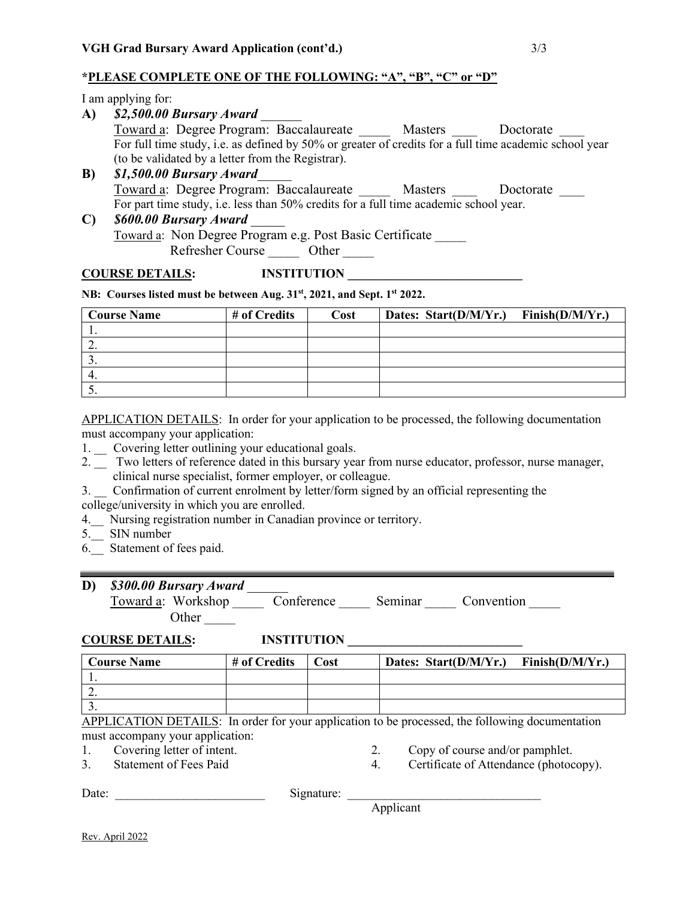**VGH Grad Bursary Award Application (cont'd.)**

***PLEASE COMPLETE ONE OF THE FOLLOWING: "A", "B", "C" or "D"**

I am applying for:

**A)** ***$2,500.00 Bursary Award*** ______
Toward a: Degree Program: Baccalaureate _____ Masters ____ Doctorate ____
For full time study, i.e. as defined by 50% or greater of credits for a full time academic school year (to be validated by a letter from the Registrar).

**B)** ***$1,500.00 Bursary Award*** _____
Toward a: Degree Program: Baccalaureate _____ Masters ____ Doctorate ____
For part time study, i.e. less than 50% credits for a full time academic school year.

**C)** ***$600.00 Bursary Award*** _____
Toward a: Non Degree Program e.g. Post Basic Certificate _____
Refresher Course _____ Other _____

**COURSE DETAILS:** **INSTITUTION** ____________________________

**NB: Courses listed must be between Aug. 31st, 2021, and Sept. 1st 2022.**

| Course Name | # of Credits | Cost | Dates: Start(D/M/Yr.) Finish(D/M/Yr.) |
|---|---|---|---|
| 1. | | | |
| 2. | | | |
| 3. | | | |
| 4. | | | |
| 5. | | | |

APPLICATION DETAILS: In order for your application to be processed, the following documentation must accompany your application:

1. __ Covering letter outlining your educational goals.
2. __ Two letters of reference dated in this bursary year from nurse educator, professor, nurse manager, clinical nurse specialist, former employer, or colleague.
3. __ Confirmation of current enrolment by letter/form signed by an official representing the college/university in which you are enrolled.
4. __ Nursing registration number in Canadian province or territory.
5. __ SIN number
6. __ Statement of fees paid.

---

**D)** ***$300.00 Bursary Award*** ______
Toward a: Workshop _____ Conference _____ Seminar _____ Convention _____
Other _____

**COURSE DETAILS:** **INSTITUTION** ____________________________

| Course Name | # of Credits | Cost | Dates: Start(D/M/Yr.) Finish(D/M/Yr.) |
|---|---|---|---|
| 1. | | | |
| 2. | | | |
| 3. | | | |

APPLICATION DETAILS: In order for your application to be processed, the following documentation must accompany your application:

1. Covering letter of intent.
2. Copy of course and/or pamphlet.
3. Statement of Fees Paid
4. Certificate of Attendance (photocopy).

Date: ________________________ Signature: _______________________________
Applicant

Rev. April 2022